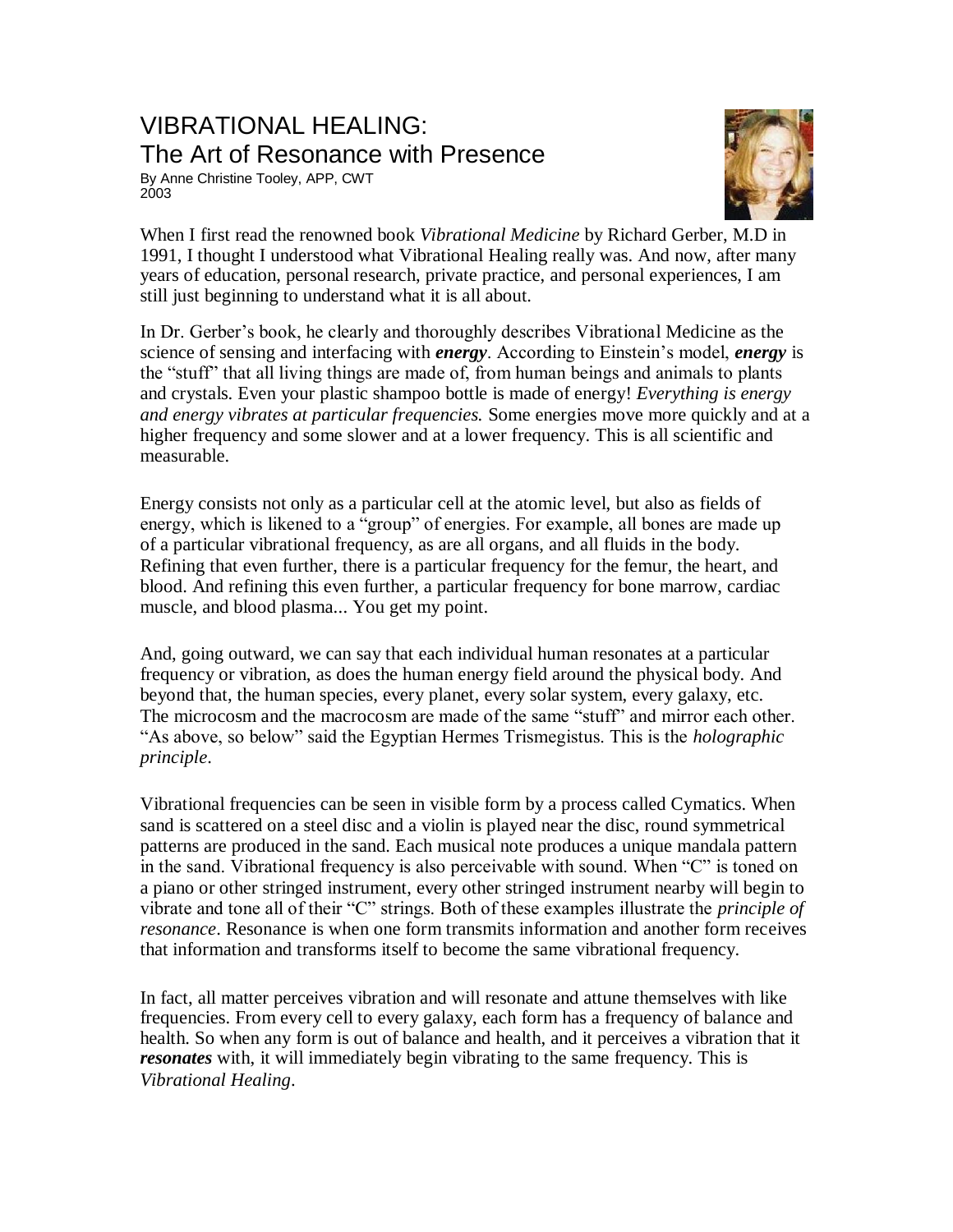# VIBRATIONAL HEALING:
## The Art of Resonance with Presence

By Anne Christine Tooley, APP, CWT
2003

When I first read the renowned book *Vibrational Medicine* by Richard Gerber, M.D in 1991, I thought I understood what Vibrational Healing really was. And now, after many years of education, personal research, private practice, and personal experiences, I am still just beginning to understand what it is all about.

In Dr. Gerber's book, he clearly and thoroughly describes Vibrational Medicine as the science of sensing and interfacing with ***energy***. According to Einstein's model, ***energy*** is the "stuff" that all living things are made of, from human beings and animals to plants and crystals. Even your plastic shampoo bottle is made of energy! *Everything is energy and energy vibrates at particular frequencies.* Some energies move more quickly and at a higher frequency and some slower and at a lower frequency. This is all scientific and measurable.

Energy consists not only as a particular cell at the atomic level, but also as fields of energy, which is likened to a "group" of energies. For example, all bones are made up of a particular vibrational frequency, as are all organs, and all fluids in the body. Refining that even further, there is a particular frequency for the femur, the heart, and blood. And refining this even further, a particular frequency for bone marrow, cardiac muscle, and blood plasma... You get my point.

And, going outward, we can say that each individual human resonates at a particular frequency or vibration, as does the human energy field around the physical body. And beyond that, the human species, every planet, every solar system, every galaxy, etc. The microcosm and the macrocosm are made of the same "stuff" and mirror each other. "As above, so below" said the Egyptian Hermes Trismegistus. This is the *holographic principle*.

Vibrational frequencies can be seen in visible form by a process called Cymatics. When sand is scattered on a steel disc and a violin is played near the disc, round symmetrical patterns are produced in the sand. Each musical note produces a unique mandala pattern in the sand. Vibrational frequency is also perceivable with sound. When "C" is toned on a piano or other stringed instrument, every other stringed instrument nearby will begin to vibrate and tone all of their "C" strings. Both of these examples illustrate the *principle of resonance*. Resonance is when one form transmits information and another form receives that information and transforms itself to become the same vibrational frequency.

In fact, all matter perceives vibration and will resonate and attune themselves with like frequencies. From every cell to every galaxy, each form has a frequency of balance and health. So when any form is out of balance and health, and it perceives a vibration that it ***resonates*** with, it will immediately begin vibrating to the same frequency. This is *Vibrational Healing*.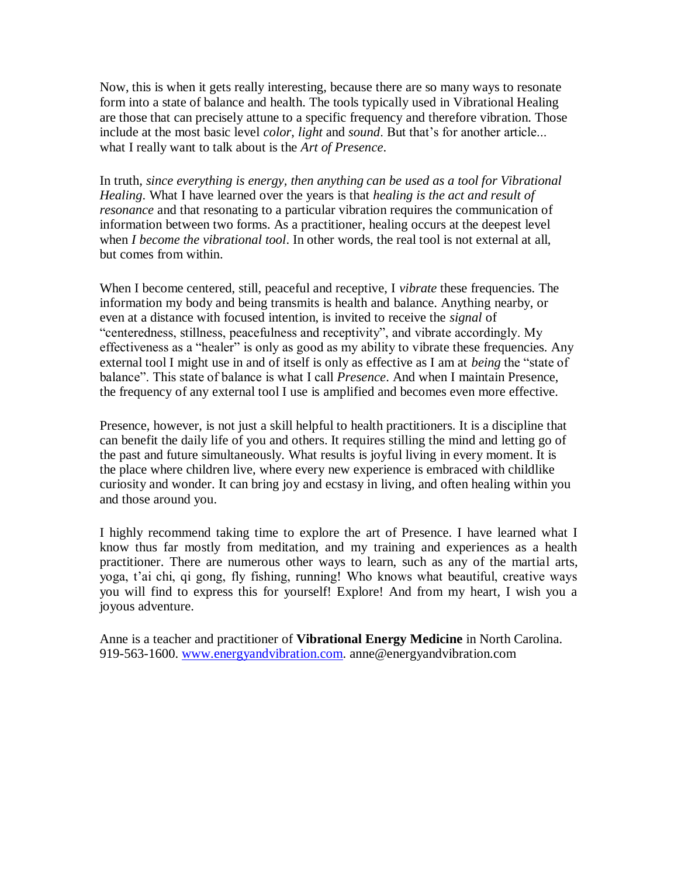Now, this is when it gets really interesting, because there are so many ways to resonate form into a state of balance and health. The tools typically used in Vibrational Healing are those that can precisely attune to a specific frequency and therefore vibration. Those include at the most basic level *color*, *light* and *sound*. But that's for another article... what I really want to talk about is the *Art of Presence*.

In truth, *since everything is energy, then anything can be used as a tool for Vibrational Healing*. What I have learned over the years is that *healing is the act and result of resonance* and that resonating to a particular vibration requires the communication of information between two forms. As a practitioner, healing occurs at the deepest level when *I become the vibrational tool*. In other words, the real tool is not external at all, but comes from within.

When I become centered, still, peaceful and receptive, I *vibrate* these frequencies. The information my body and being transmits is health and balance. Anything nearby, or even at a distance with focused intention, is invited to receive the *signal* of "centeredness, stillness, peacefulness and receptivity", and vibrate accordingly. My effectiveness as a "healer" is only as good as my ability to vibrate these frequencies. Any external tool I might use in and of itself is only as effective as I am at *being* the "state of balance". This state of balance is what I call *Presence*. And when I maintain Presence, the frequency of any external tool I use is amplified and becomes even more effective.

Presence, however, is not just a skill helpful to health practitioners. It is a discipline that can benefit the daily life of you and others. It requires stilling the mind and letting go of the past and future simultaneously. What results is joyful living in every moment. It is the place where children live, where every new experience is embraced with childlike curiosity and wonder. It can bring joy and ecstasy in living, and often healing within you and those around you.

I highly recommend taking time to explore the art of Presence. I have learned what I know thus far mostly from meditation, and my training and experiences as a health practitioner. There are numerous other ways to learn, such as any of the martial arts, yoga, t'ai chi, qi gong, fly fishing, running! Who knows what beautiful, creative ways you will find to express this for yourself! Explore! And from my heart, I wish you a joyous adventure.

Anne is a teacher and practitioner of **Vibrational Energy Medicine** in North Carolina. 919-563-1600. www.energyandvibration.com. anne@energyandvibration.com